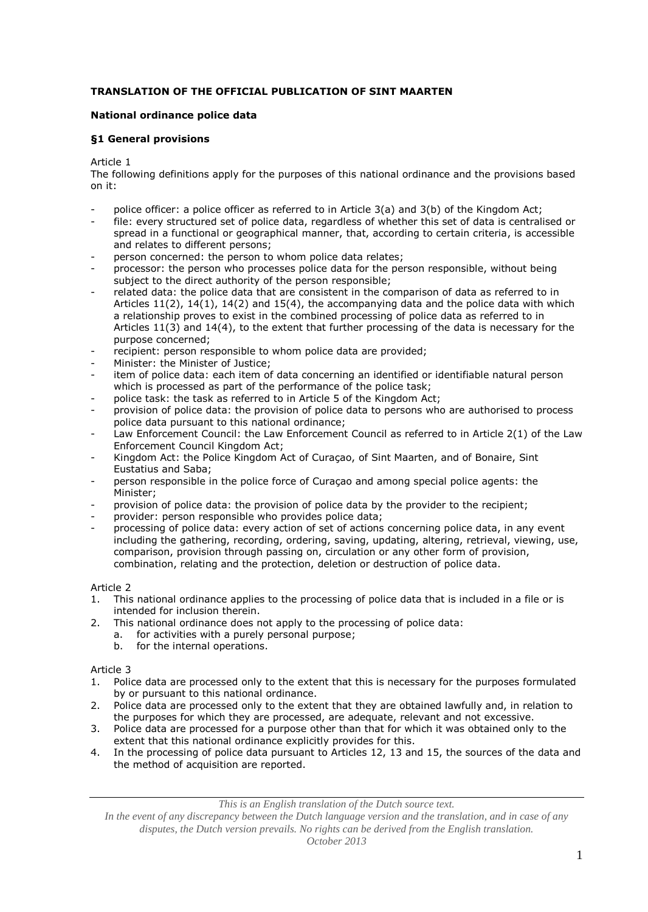**TRANSLATION OF THE OFFICIAL PUBLICATION OF SINT MAARTEN**

**National ordinance police data**

**§1 General provisions**

Article 1

The following definitions apply for the purposes of this national ordinance and the provisions based on it:

- police officer: a police officer as referred to in Article 3(a) and 3(b) of the Kingdom Act;
- file: every structured set of police data, regardless of whether this set of data is centralised or spread in a functional or geographical manner, that, according to certain criteria, is accessible and relates to different persons;
- person concerned: the person to whom police data relates;
- processor: the person who processes police data for the person responsible, without being subject to the direct authority of the person responsible;
- related data: the police data that are consistent in the comparison of data as referred to in Articles 11(2), 14(1), 14(2) and 15(4), the accompanying data and the police data with which a relationship proves to exist in the combined processing of police data as referred to in Articles 11(3) and 14(4), to the extent that further processing of the data is necessary for the purpose concerned;
- recipient: person responsible to whom police data are provided;
- Minister: the Minister of Justice;
- item of police data: each item of data concerning an identified or identifiable natural person which is processed as part of the performance of the police task;
- police task: the task as referred to in Article 5 of the Kingdom Act;
- provision of police data: the provision of police data to persons who are authorised to process police data pursuant to this national ordinance;
- Law Enforcement Council: the Law Enforcement Council as referred to in Article 2(1) of the Law Enforcement Council Kingdom Act;
- Kingdom Act: the Police Kingdom Act of Curaçao, of Sint Maarten, and of Bonaire, Sint Eustatius and Saba;
- person responsible in the police force of Curaçao and among special police agents: the Minister;
- provision of police data: the provision of police data by the provider to the recipient;
- provider: person responsible who provides police data;
- processing of police data: every action of set of actions concerning police data, in any event including the gathering, recording, ordering, saving, updating, altering, retrieval, viewing, use, comparison, provision through passing on, circulation or any other form of provision, combination, relating and the protection, deletion or destruction of police data.

Article 2

1. This national ordinance applies to the processing of police data that is included in a file or is intended for inclusion therein.
2. This national ordinance does not apply to the processing of police data:
   a. for activities with a purely personal purpose;
   b. for the internal operations.

Article 3

1. Police data are processed only to the extent that this is necessary for the purposes formulated by or pursuant to this national ordinance.
2. Police data are processed only to the extent that they are obtained lawfully and, in relation to the purposes for which they are processed, are adequate, relevant and not excessive.
3. Police data are processed for a purpose other than that for which it was obtained only to the extent that this national ordinance explicitly provides for this.
4. In the processing of police data pursuant to Articles 12, 13 and 15, the sources of the data and the method of acquisition are reported.

*This is an English translation of the Dutch source text.*

*In the event of any discrepancy between the Dutch language version and the translation, and in case of any disputes, the Dutch version prevails. No rights can be derived from the English translation.*

*October 2013*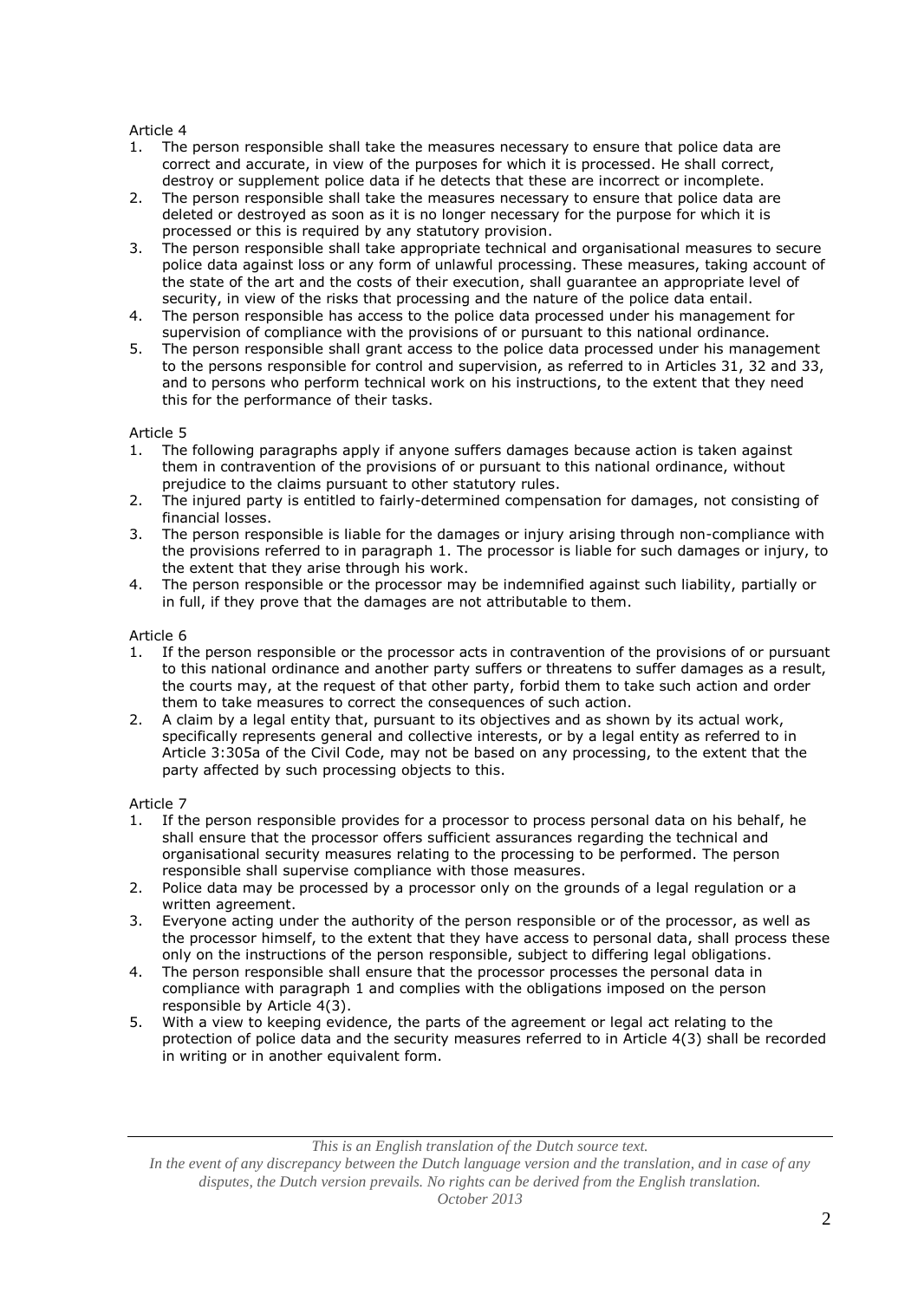Article 4

1. The person responsible shall take the measures necessary to ensure that police data are correct and accurate, in view of the purposes for which it is processed. He shall correct, destroy or supplement police data if he detects that these are incorrect or incomplete.
2. The person responsible shall take the measures necessary to ensure that police data are deleted or destroyed as soon as it is no longer necessary for the purpose for which it is processed or this is required by any statutory provision.
3. The person responsible shall take appropriate technical and organisational measures to secure police data against loss or any form of unlawful processing. These measures, taking account of the state of the art and the costs of their execution, shall guarantee an appropriate level of security, in view of the risks that processing and the nature of the police data entail.
4. The person responsible has access to the police data processed under his management for supervision of compliance with the provisions of or pursuant to this national ordinance.
5. The person responsible shall grant access to the police data processed under his management to the persons responsible for control and supervision, as referred to in Articles 31, 32 and 33, and to persons who perform technical work on his instructions, to the extent that they need this for the performance of their tasks.

Article 5

1. The following paragraphs apply if anyone suffers damages because action is taken against them in contravention of the provisions of or pursuant to this national ordinance, without prejudice to the claims pursuant to other statutory rules.
2. The injured party is entitled to fairly-determined compensation for damages, not consisting of financial losses.
3. The person responsible is liable for the damages or injury arising through non-compliance with the provisions referred to in paragraph 1. The processor is liable for such damages or injury, to the extent that they arise through his work.
4. The person responsible or the processor may be indemnified against such liability, partially or in full, if they prove that the damages are not attributable to them.

Article 6

1. If the person responsible or the processor acts in contravention of the provisions of or pursuant to this national ordinance and another party suffers or threatens to suffer damages as a result, the courts may, at the request of that other party, forbid them to take such action and order them to take measures to correct the consequences of such action.
2. A claim by a legal entity that, pursuant to its objectives and as shown by its actual work, specifically represents general and collective interests, or by a legal entity as referred to in Article 3:305a of the Civil Code, may not be based on any processing, to the extent that the party affected by such processing objects to this.

Article 7

1. If the person responsible provides for a processor to process personal data on his behalf, he shall ensure that the processor offers sufficient assurances regarding the technical and organisational security measures relating to the processing to be performed. The person responsible shall supervise compliance with those measures.
2. Police data may be processed by a processor only on the grounds of a legal regulation or a written agreement.
3. Everyone acting under the authority of the person responsible or of the processor, as well as the processor himself, to the extent that they have access to personal data, shall process these only on the instructions of the person responsible, subject to differing legal obligations.
4. The person responsible shall ensure that the processor processes the personal data in compliance with paragraph 1 and complies with the obligations imposed on the person responsible by Article 4(3).
5. With a view to keeping evidence, the parts of the agreement or legal act relating to the protection of police data and the security measures referred to in Article 4(3) shall be recorded in writing or in another equivalent form.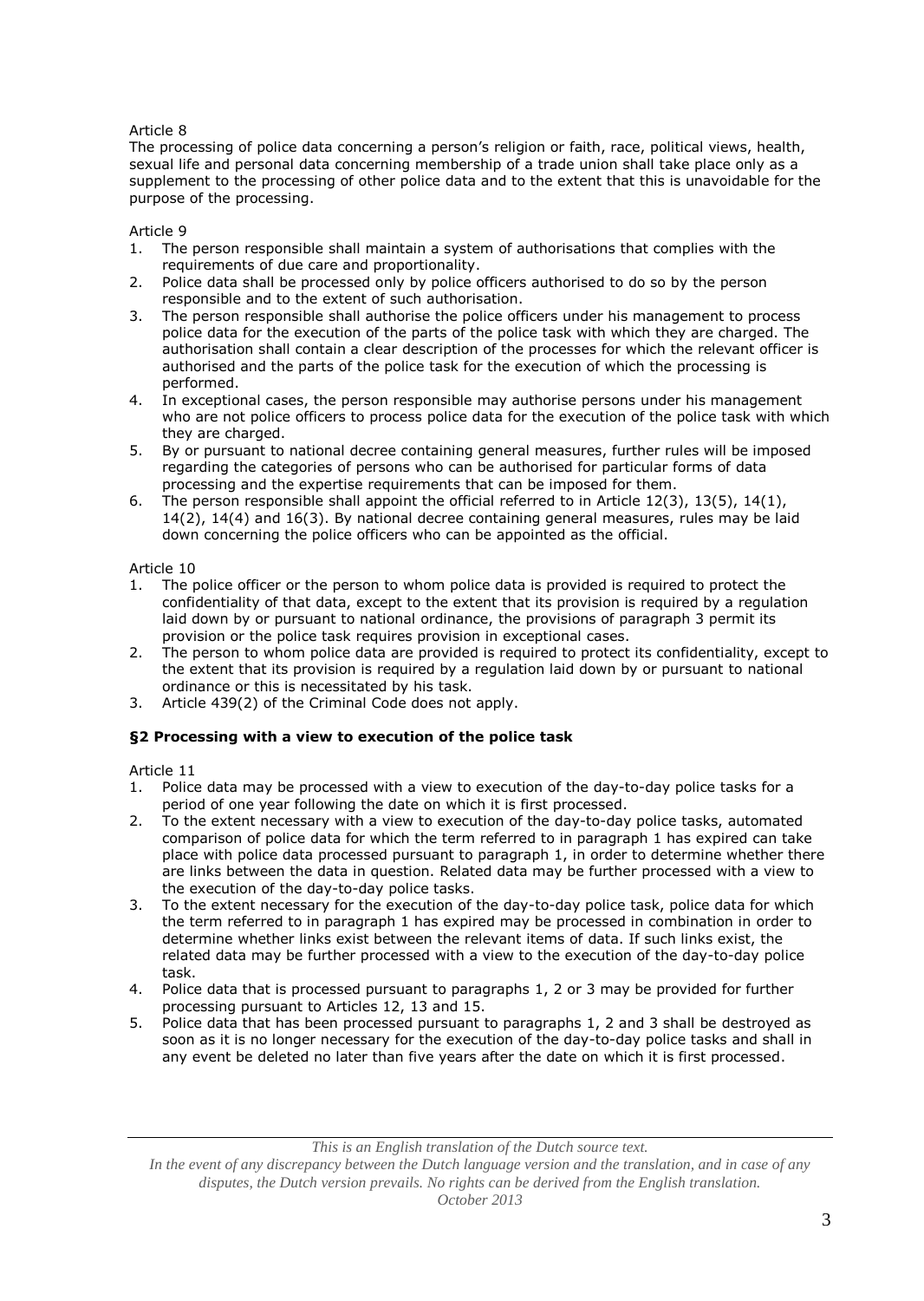Article 8

The processing of police data concerning a person's religion or faith, race, political views, health, sexual life and personal data concerning membership of a trade union shall take place only as a supplement to the processing of other police data and to the extent that this is unavoidable for the purpose of the processing.

Article 9

1. The person responsible shall maintain a system of authorisations that complies with the requirements of due care and proportionality.
2. Police data shall be processed only by police officers authorised to do so by the person responsible and to the extent of such authorisation.
3. The person responsible shall authorise the police officers under his management to process police data for the execution of the parts of the police task with which they are charged. The authorisation shall contain a clear description of the processes for which the relevant officer is authorised and the parts of the police task for the execution of which the processing is performed.
4. In exceptional cases, the person responsible may authorise persons under his management who are not police officers to process police data for the execution of the police task with which they are charged.
5. By or pursuant to national decree containing general measures, further rules will be imposed regarding the categories of persons who can be authorised for particular forms of data processing and the expertise requirements that can be imposed for them.
6. The person responsible shall appoint the official referred to in Article 12(3), 13(5), 14(1), 14(2), 14(4) and 16(3). By national decree containing general measures, rules may be laid down concerning the police officers who can be appointed as the official.

Article 10

1. The police officer or the person to whom police data is provided is required to protect the confidentiality of that data, except to the extent that its provision is required by a regulation laid down by or pursuant to national ordinance, the provisions of paragraph 3 permit its provision or the police task requires provision in exceptional cases.
2. The person to whom police data are provided is required to protect its confidentiality, except to the extent that its provision is required by a regulation laid down by or pursuant to national ordinance or this is necessitated by his task.
3. Article 439(2) of the Criminal Code does not apply.

### §2 Processing with a view to execution of the police task

Article 11

1. Police data may be processed with a view to execution of the day-to-day police tasks for a period of one year following the date on which it is first processed.
2. To the extent necessary with a view to execution of the day-to-day police tasks, automated comparison of police data for which the term referred to in paragraph 1 has expired can take place with police data processed pursuant to paragraph 1, in order to determine whether there are links between the data in question. Related data may be further processed with a view to the execution of the day-to-day police tasks.
3. To the extent necessary for the execution of the day-to-day police task, police data for which the term referred to in paragraph 1 has expired may be processed in combination in order to determine whether links exist between the relevant items of data. If such links exist, the related data may be further processed with a view to the execution of the day-to-day police task.
4. Police data that is processed pursuant to paragraphs 1, 2 or 3 may be provided for further processing pursuant to Articles 12, 13 and 15.
5. Police data that has been processed pursuant to paragraphs 1, 2 and 3 shall be destroyed as soon as it is no longer necessary for the execution of the day-to-day police tasks and shall in any event be deleted no later than five years after the date on which it is first processed.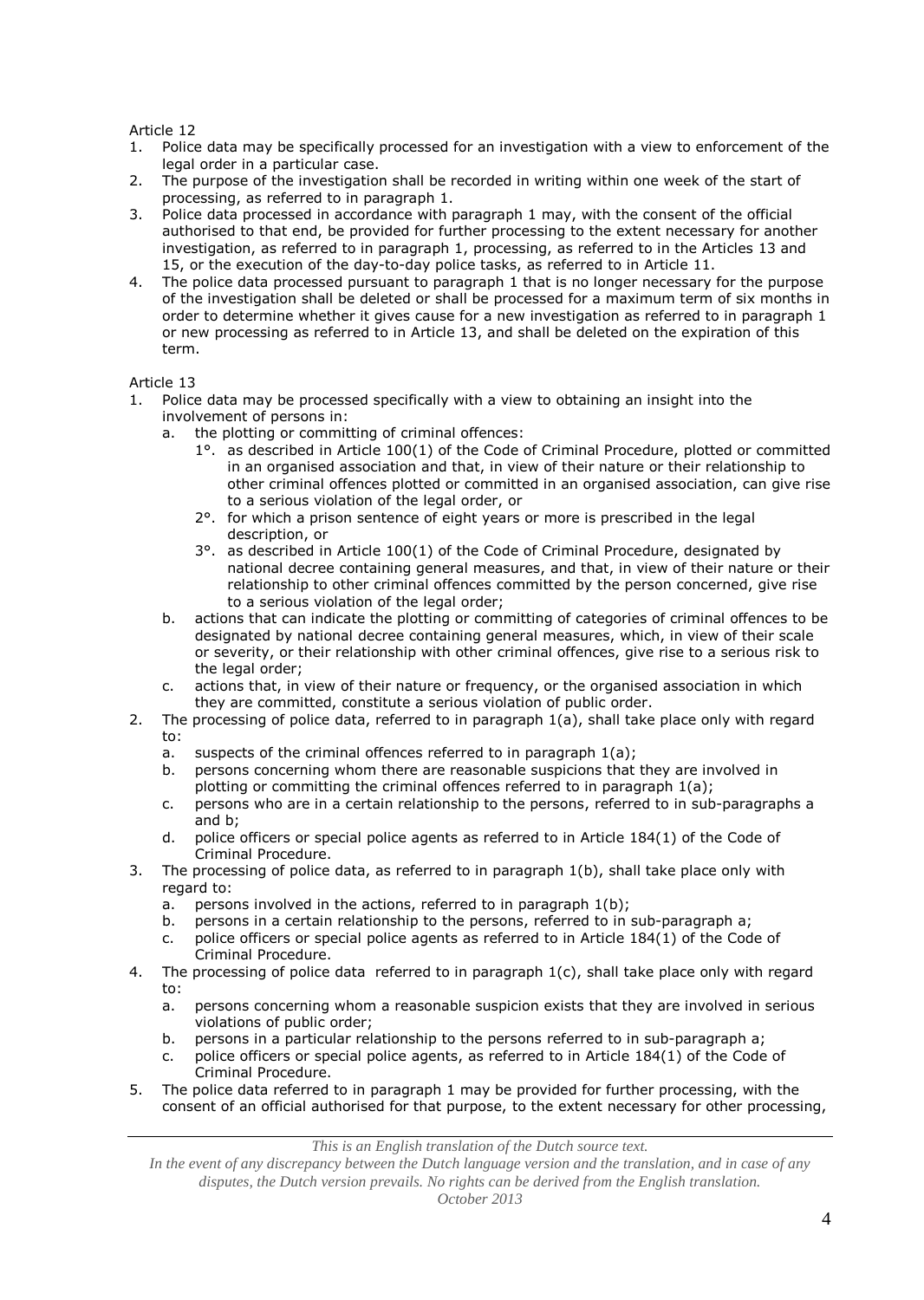Article 12

1. Police data may be specifically processed for an investigation with a view to enforcement of the legal order in a particular case.
2. The purpose of the investigation shall be recorded in writing within one week of the start of processing, as referred to in paragraph 1.
3. Police data processed in accordance with paragraph 1 may, with the consent of the official authorised to that end, be provided for further processing to the extent necessary for another investigation, as referred to in paragraph 1, processing, as referred to in the Articles 13 and 15, or the execution of the day-to-day police tasks, as referred to in Article 11.
4. The police data processed pursuant to paragraph 1 that is no longer necessary for the purpose of the investigation shall be deleted or shall be processed for a maximum term of six months in order to determine whether it gives cause for a new investigation as referred to in paragraph 1 or new processing as referred to in Article 13, and shall be deleted on the expiration of this term.

Article 13

1. Police data may be processed specifically with a view to obtaining an insight into the involvement of persons in:
   a. the plotting or committing of criminal offences:
      1°. as described in Article 100(1) of the Code of Criminal Procedure, plotted or committed in an organised association and that, in view of their nature or their relationship to other criminal offences plotted or committed in an organised association, can give rise to a serious violation of the legal order, or
      2°. for which a prison sentence of eight years or more is prescribed in the legal description, or
      3°. as described in Article 100(1) of the Code of Criminal Procedure, designated by national decree containing general measures, and that, in view of their nature or their relationship to other criminal offences committed by the person concerned, give rise to a serious violation of the legal order;
   b. actions that can indicate the plotting or committing of categories of criminal offences to be designated by national decree containing general measures, which, in view of their scale or severity, or their relationship with other criminal offences, give rise to a serious risk to the legal order;
   c. actions that, in view of their nature or frequency, or the organised association in which they are committed, constitute a serious violation of public order.
2. The processing of police data, referred to in paragraph 1(a), shall take place only with regard to:
   a. suspects of the criminal offences referred to in paragraph 1(a);
   b. persons concerning whom there are reasonable suspicions that they are involved in plotting or committing the criminal offences referred to in paragraph 1(a);
   c. persons who are in a certain relationship to the persons, referred to in sub-paragraphs a and b;
   d. police officers or special police agents as referred to in Article 184(1) of the Code of Criminal Procedure.
3. The processing of police data, as referred to in paragraph 1(b), shall take place only with regard to:
   a. persons involved in the actions, referred to in paragraph 1(b);
   b. persons in a certain relationship to the persons, referred to in sub-paragraph a;
   c. police officers or special police agents as referred to in Article 184(1) of the Code of Criminal Procedure.
4. The processing of police data referred to in paragraph 1(c), shall take place only with regard to:
   a. persons concerning whom a reasonable suspicion exists that they are involved in serious violations of public order;
   b. persons in a particular relationship to the persons referred to in sub-paragraph a;
   c. police officers or special police agents, as referred to in Article 184(1) of the Code of Criminal Procedure.
5. The police data referred to in paragraph 1 may be provided for further processing, with the consent of an official authorised for that purpose, to the extent necessary for other processing,

*This is an English translation of the Dutch source text.*
*In the event of any discrepancy between the Dutch language version and the translation, and in case of any disputes, the Dutch version prevails. No rights can be derived from the English translation.*
*October 2013*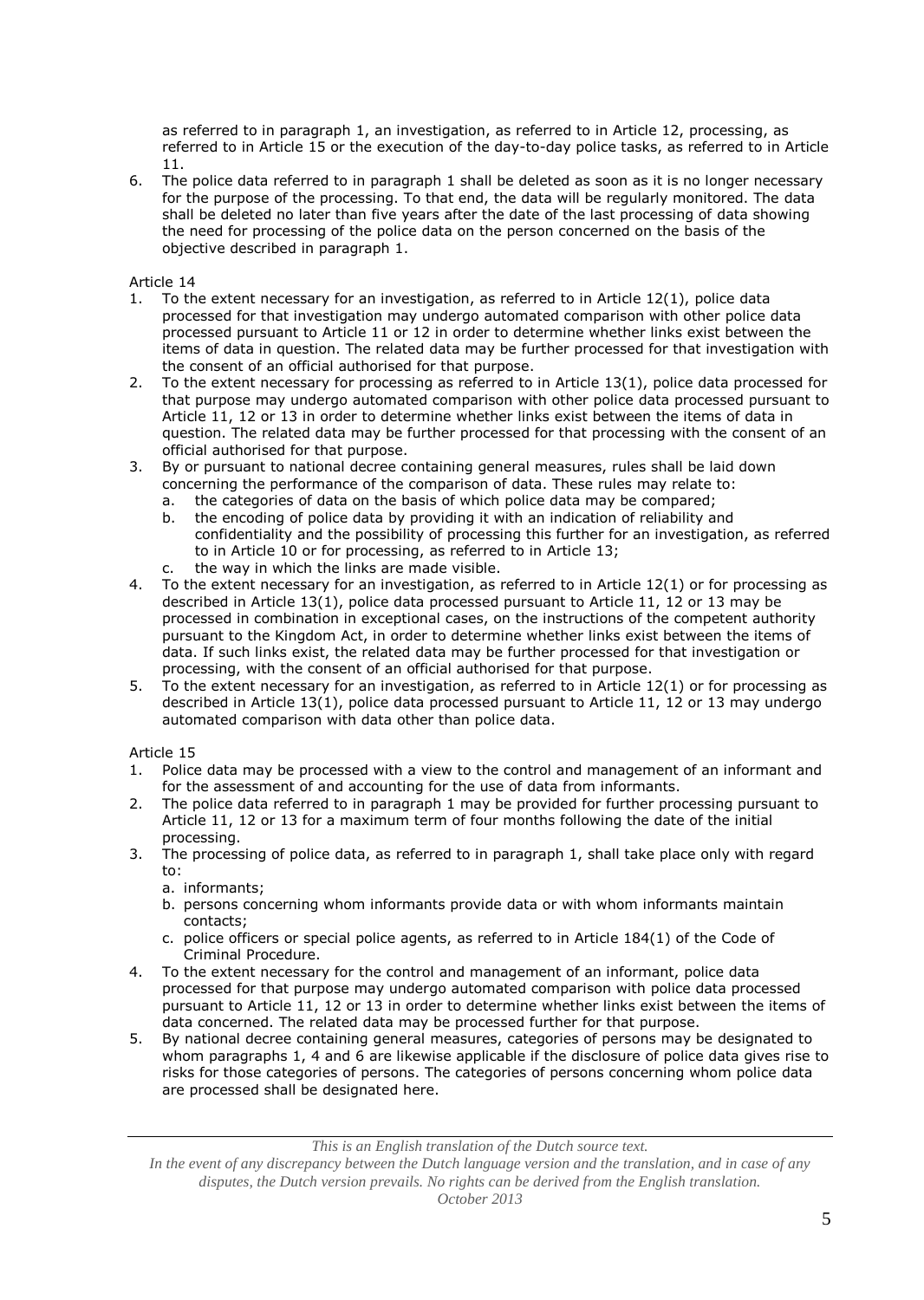as referred to in paragraph 1, an investigation, as referred to in Article 12, processing, as referred to in Article 15 or the execution of the day-to-day police tasks, as referred to in Article 11.

6. The police data referred to in paragraph 1 shall be deleted as soon as it is no longer necessary for the purpose of the processing. To that end, the data will be regularly monitored. The data shall be deleted no later than five years after the date of the last processing of data showing the need for processing of the police data on the person concerned on the basis of the objective described in paragraph 1.

Article 14

1. To the extent necessary for an investigation, as referred to in Article 12(1), police data processed for that investigation may undergo automated comparison with other police data processed pursuant to Article 11 or 12 in order to determine whether links exist between the items of data in question. The related data may be further processed for that investigation with the consent of an official authorised for that purpose.
2. To the extent necessary for processing as referred to in Article 13(1), police data processed for that purpose may undergo automated comparison with other police data processed pursuant to Article 11, 12 or 13 in order to determine whether links exist between the items of data in question. The related data may be further processed for that processing with the consent of an official authorised for that purpose.
3. By or pursuant to national decree containing general measures, rules shall be laid down concerning the performance of the comparison of data. These rules may relate to:
   a. the categories of data on the basis of which police data may be compared;
   b. the encoding of police data by providing it with an indication of reliability and confidentiality and the possibility of processing this further for an investigation, as referred to in Article 10 or for processing, as referred to in Article 13;
   c. the way in which the links are made visible.
4. To the extent necessary for an investigation, as referred to in Article 12(1) or for processing as described in Article 13(1), police data processed pursuant to Article 11, 12 or 13 may be processed in combination in exceptional cases, on the instructions of the competent authority pursuant to the Kingdom Act, in order to determine whether links exist between the items of data. If such links exist, the related data may be further processed for that investigation or processing, with the consent of an official authorised for that purpose.
5. To the extent necessary for an investigation, as referred to in Article 12(1) or for processing as described in Article 13(1), police data processed pursuant to Article 11, 12 or 13 may undergo automated comparison with data other than police data.

Article 15

1. Police data may be processed with a view to the control and management of an informant and for the assessment of and accounting for the use of data from informants.
2. The police data referred to in paragraph 1 may be provided for further processing pursuant to Article 11, 12 or 13 for a maximum term of four months following the date of the initial processing.
3. The processing of police data, as referred to in paragraph 1, shall take place only with regard to:
   a. informants;
   b. persons concerning whom informants provide data or with whom informants maintain contacts;
   c. police officers or special police agents, as referred to in Article 184(1) of the Code of Criminal Procedure.
4. To the extent necessary for the control and management of an informant, police data processed for that purpose may undergo automated comparison with police data processed pursuant to Article 11, 12 or 13 in order to determine whether links exist between the items of data concerned. The related data may be processed further for that purpose.
5. By national decree containing general measures, categories of persons may be designated to whom paragraphs 1, 4 and 6 are likewise applicable if the disclosure of police data gives rise to risks for those categories of persons. The categories of persons concerning whom police data are processed shall be designated here.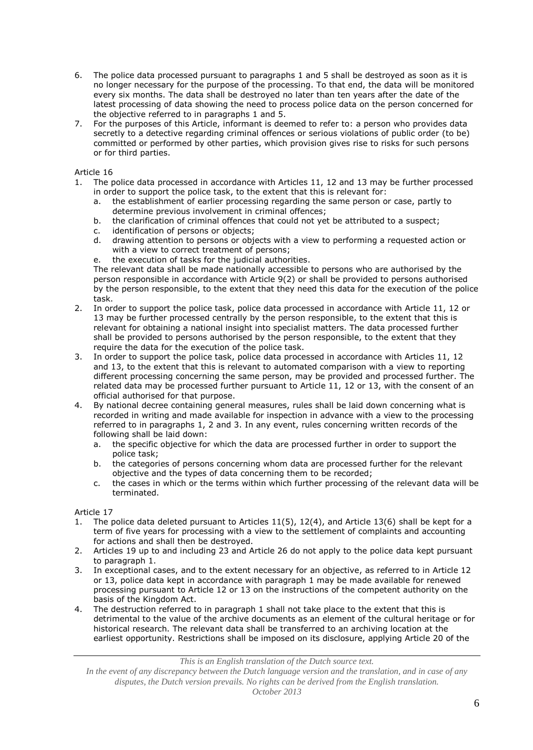6. The police data processed pursuant to paragraphs 1 and 5 shall be destroyed as soon as it is no longer necessary for the purpose of the processing. To that end, the data will be monitored every six months. The data shall be destroyed no later than ten years after the date of the latest processing of data showing the need to process police data on the person concerned for the objective referred to in paragraphs 1 and 5.
7. For the purposes of this Article, informant is deemed to refer to: a person who provides data secretly to a detective regarding criminal offences or serious violations of public order (to be) committed or performed by other parties, which provision gives rise to risks for such persons or for third parties.

Article 16

1. The police data processed in accordance with Articles 11, 12 and 13 may be further processed in order to support the police task, to the extent that this is relevant for:
   a. the establishment of earlier processing regarding the same person or case, partly to determine previous involvement in criminal offences;
   b. the clarification of criminal offences that could not yet be attributed to a suspect;
   c. identification of persons or objects;
   d. drawing attention to persons or objects with a view to performing a requested action or with a view to correct treatment of persons;
   e. the execution of tasks for the judicial authorities.

   The relevant data shall be made nationally accessible to persons who are authorised by the person responsible in accordance with Article 9(2) or shall be provided to persons authorised by the person responsible, to the extent that they need this data for the execution of the police task.
2. In order to support the police task, police data processed in accordance with Article 11, 12 or 13 may be further processed centrally by the person responsible, to the extent that this is relevant for obtaining a national insight into specialist matters. The data processed further shall be provided to persons authorised by the person responsible, to the extent that they require the data for the execution of the police task.
3. In order to support the police task, police data processed in accordance with Articles 11, 12 and 13, to the extent that this is relevant to automated comparison with a view to reporting different processing concerning the same person, may be provided and processed further. The related data may be processed further pursuant to Article 11, 12 or 13, with the consent of an official authorised for that purpose.
4. By national decree containing general measures, rules shall be laid down concerning what is recorded in writing and made available for inspection in advance with a view to the processing referred to in paragraphs 1, 2 and 3. In any event, rules concerning written records of the following shall be laid down:
   a. the specific objective for which the data are processed further in order to support the police task;
   b. the categories of persons concerning whom data are processed further for the relevant objective and the types of data concerning them to be recorded;
   c. the cases in which or the terms within which further processing of the relevant data will be terminated.

Article 17

1. The police data deleted pursuant to Articles 11(5), 12(4), and Article 13(6) shall be kept for a term of five years for processing with a view to the settlement of complaints and accounting for actions and shall then be destroyed.
2. Articles 19 up to and including 23 and Article 26 do not apply to the police data kept pursuant to paragraph 1.
3. In exceptional cases, and to the extent necessary for an objective, as referred to in Article 12 or 13, police data kept in accordance with paragraph 1 may be made available for renewed processing pursuant to Article 12 or 13 on the instructions of the competent authority on the basis of the Kingdom Act.
4. The destruction referred to in paragraph 1 shall not take place to the extent that this is detrimental to the value of the archive documents as an element of the cultural heritage or for historical research. The relevant data shall be transferred to an archiving location at the earliest opportunity. Restrictions shall be imposed on its disclosure, applying Article 20 of the

*This is an English translation of the Dutch source text.*
*In the event of any discrepancy between the Dutch language version and the translation, and in case of any disputes, the Dutch version prevails. No rights can be derived from the English translation.*
*October 2013*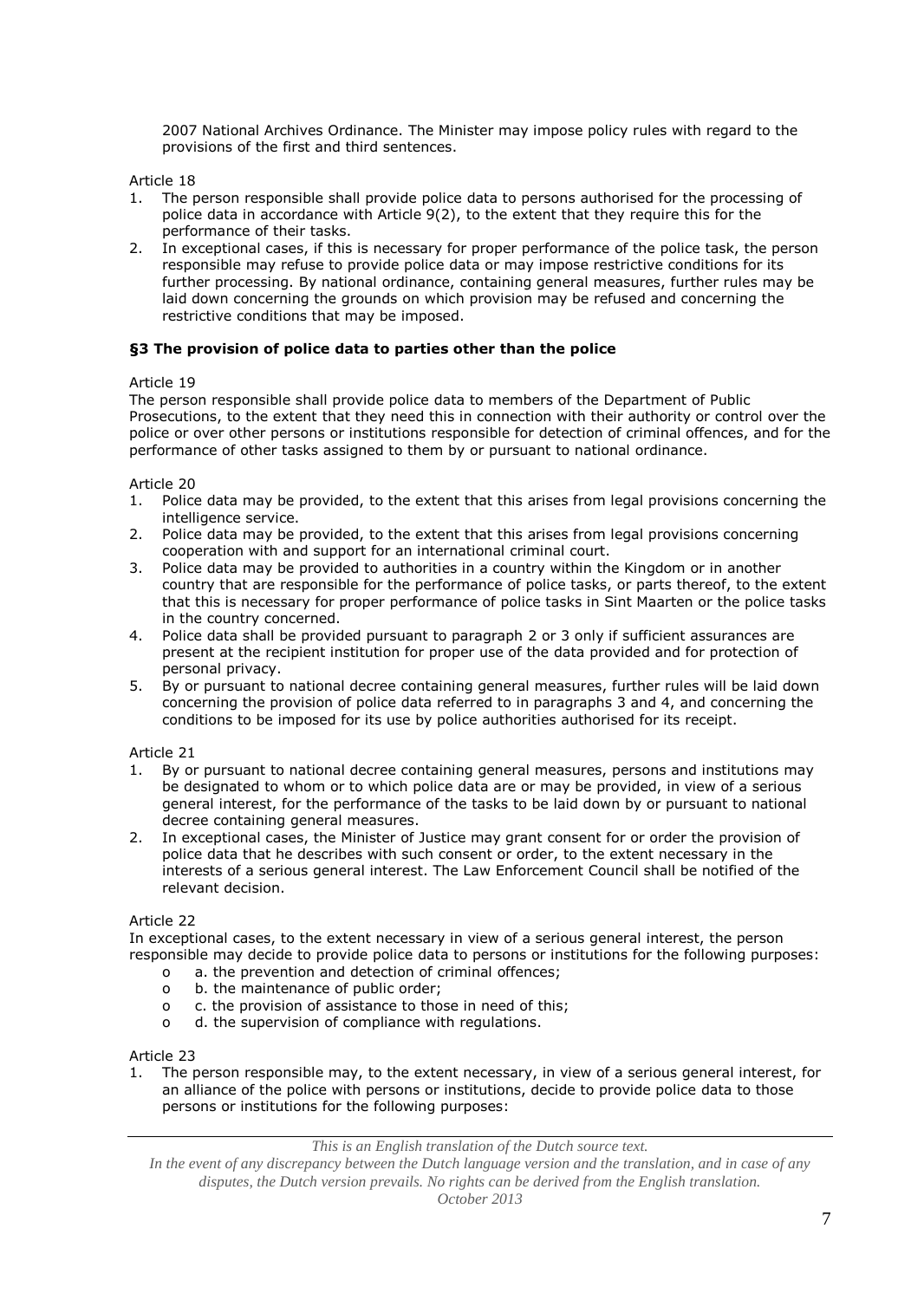2007 National Archives Ordinance. The Minister may impose policy rules with regard to the provisions of the first and third sentences.

Article 18

1. The person responsible shall provide police data to persons authorised for the processing of police data in accordance with Article 9(2), to the extent that they require this for the performance of their tasks.
2. In exceptional cases, if this is necessary for proper performance of the police task, the person responsible may refuse to provide police data or may impose restrictive conditions for its further processing. By national ordinance, containing general measures, further rules may be laid down concerning the grounds on which provision may be refused and concerning the restrictive conditions that may be imposed.

**§3 The provision of police data to parties other than the police**

Article 19

The person responsible shall provide police data to members of the Department of Public Prosecutions, to the extent that they need this in connection with their authority or control over the police or over other persons or institutions responsible for detection of criminal offences, and for the performance of other tasks assigned to them by or pursuant to national ordinance.

Article 20

1. Police data may be provided, to the extent that this arises from legal provisions concerning the intelligence service.
2. Police data may be provided, to the extent that this arises from legal provisions concerning cooperation with and support for an international criminal court.
3. Police data may be provided to authorities in a country within the Kingdom or in another country that are responsible for the performance of police tasks, or parts thereof, to the extent that this is necessary for proper performance of police tasks in Sint Maarten or the police tasks in the country concerned.
4. Police data shall be provided pursuant to paragraph 2 or 3 only if sufficient assurances are present at the recipient institution for proper use of the data provided and for protection of personal privacy.
5. By or pursuant to national decree containing general measures, further rules will be laid down concerning the provision of police data referred to in paragraphs 3 and 4, and concerning the conditions to be imposed for its use by police authorities authorised for its receipt.

Article 21

1. By or pursuant to national decree containing general measures, persons and institutions may be designated to whom or to which police data are or may be provided, in view of a serious general interest, for the performance of the tasks to be laid down by or pursuant to national decree containing general measures.
2. In exceptional cases, the Minister of Justice may grant consent for or order the provision of police data that he describes with such consent or order, to the extent necessary in the interests of a serious general interest. The Law Enforcement Council shall be notified of the relevant decision.

Article 22

In exceptional cases, to the extent necessary in view of a serious general interest, the person responsible may decide to provide police data to persons or institutions for the following purposes:

- a. the prevention and detection of criminal offences;
- b. the maintenance of public order;
- c. the provision of assistance to those in need of this;
- d. the supervision of compliance with regulations.

Article 23

1. The person responsible may, to the extent necessary, in view of a serious general interest, for an alliance of the police with persons or institutions, decide to provide police data to those persons or institutions for the following purposes:

*This is an English translation of the Dutch source text.*
*In the event of any discrepancy between the Dutch language version and the translation, and in case of any disputes, the Dutch version prevails. No rights can be derived from the English translation.*
*October 2013*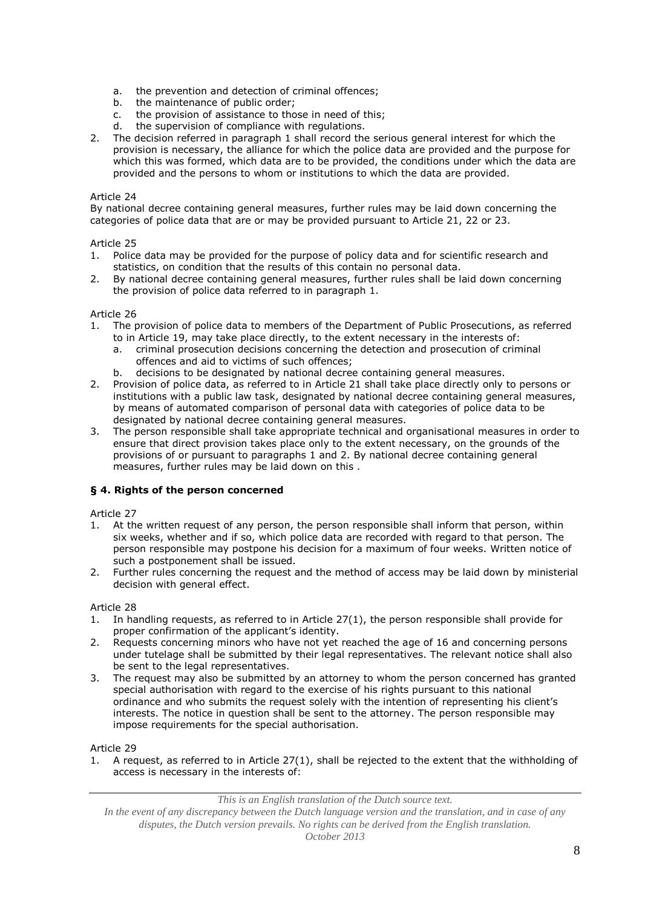a. the prevention and detection of criminal offences;
b. the maintenance of public order;
c. the provision of assistance to those in need of this;
d. the supervision of compliance with regulations.

2. The decision referred in paragraph 1 shall record the serious general interest for which the provision is necessary, the alliance for which the police data are provided and the purpose for which this was formed, which data are to be provided, the conditions under which the data are provided and the persons to whom or institutions to which the data are provided.

Article 24

By national decree containing general measures, further rules may be laid down concerning the categories of police data that are or may be provided pursuant to Article 21, 22 or 23.

Article 25

1. Police data may be provided for the purpose of policy data and for scientific research and statistics, on condition that the results of this contain no personal data.
2. By national decree containing general measures, further rules shall be laid down concerning the provision of police data referred to in paragraph 1.

Article 26

1. The provision of police data to members of the Department of Public Prosecutions, as referred to in Article 19, may take place directly, to the extent necessary in the interests of:
   a. criminal prosecution decisions concerning the detection and prosecution of criminal offences and aid to victims of such offences;
   b. decisions to be designated by national decree containing general measures.
2. Provision of police data, as referred to in Article 21 shall take place directly only to persons or institutions with a public law task, designated by national decree containing general measures, by means of automated comparison of personal data with categories of police data to be designated by national decree containing general measures.
3. The person responsible shall take appropriate technical and organisational measures in order to ensure that direct provision takes place only to the extent necessary, on the grounds of the provisions of or pursuant to paragraphs 1 and 2. By national decree containing general measures, further rules may be laid down on this .

**§ 4. Rights of the person concerned**

Article 27

1. At the written request of any person, the person responsible shall inform that person, within six weeks, whether and if so, which police data are recorded with regard to that person. The person responsible may postpone his decision for a maximum of four weeks. Written notice of such a postponement shall be issued.
2. Further rules concerning the request and the method of access may be laid down by ministerial decision with general effect.

Article 28

1. In handling requests, as referred to in Article 27(1), the person responsible shall provide for proper confirmation of the applicant's identity.
2. Requests concerning minors who have not yet reached the age of 16 and concerning persons under tutelage shall be submitted by their legal representatives. The relevant notice shall also be sent to the legal representatives.
3. The request may also be submitted by an attorney to whom the person concerned has granted special authorisation with regard to the exercise of his rights pursuant to this national ordinance and who submits the request solely with the intention of representing his client's interests. The notice in question shall be sent to the attorney. The person responsible may impose requirements for the special authorisation.

Article 29

1. A request, as referred to in Article 27(1), shall be rejected to the extent that the withholding of access is necessary in the interests of: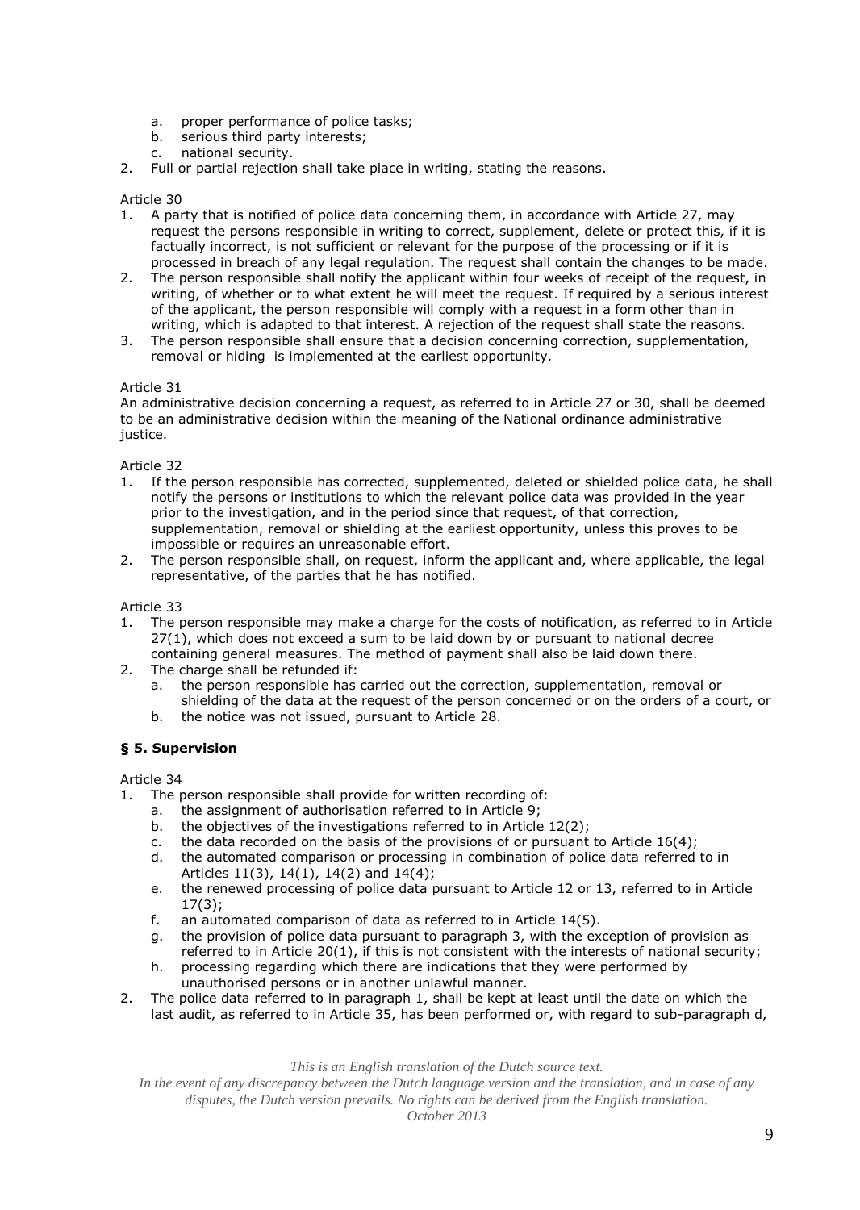a. proper performance of police tasks;
   b. serious third party interests;
   c. national security.
2. Full or partial rejection shall take place in writing, stating the reasons.

Article 30
1. A party that is notified of police data concerning them, in accordance with Article 27, may request the persons responsible in writing to correct, supplement, delete or protect this, if it is factually incorrect, is not sufficient or relevant for the purpose of the processing or if it is processed in breach of any legal regulation. The request shall contain the changes to be made.
2. The person responsible shall notify the applicant within four weeks of receipt of the request, in writing, of whether or to what extent he will meet the request. If required by a serious interest of the applicant, the person responsible will comply with a request in a form other than in writing, which is adapted to that interest. A rejection of the request shall state the reasons.
3. The person responsible shall ensure that a decision concerning correction, supplementation, removal or hiding is implemented at the earliest opportunity.

Article 31
An administrative decision concerning a request, as referred to in Article 27 or 30, shall be deemed to be an administrative decision within the meaning of the National ordinance administrative justice.

Article 32
1. If the person responsible has corrected, supplemented, deleted or shielded police data, he shall notify the persons or institutions to which the relevant police data was provided in the year prior to the investigation, and in the period since that request, of that correction, supplementation, removal or shielding at the earliest opportunity, unless this proves to be impossible or requires an unreasonable effort.
2. The person responsible shall, on request, inform the applicant and, where applicable, the legal representative, of the parties that he has notified.

Article 33
1. The person responsible may make a charge for the costs of notification, as referred to in Article 27(1), which does not exceed a sum to be laid down by or pursuant to national decree containing general measures. The method of payment shall also be laid down there.
2. The charge shall be refunded if:
   a. the person responsible has carried out the correction, supplementation, removal or shielding of the data at the request of the person concerned or on the orders of a court, or
   b. the notice was not issued, pursuant to Article 28.

**§ 5. Supervision**

Article 34
1. The person responsible shall provide for written recording of:
   a. the assignment of authorisation referred to in Article 9;
   b. the objectives of the investigations referred to in Article 12(2);
   c. the data recorded on the basis of the provisions of or pursuant to Article 16(4);
   d. the automated comparison or processing in combination of police data referred to in Articles 11(3), 14(1), 14(2) and 14(4);
   e. the renewed processing of police data pursuant to Article 12 or 13, referred to in Article 17(3);
   f. an automated comparison of data as referred to in Article 14(5).
   g. the provision of police data pursuant to paragraph 3, with the exception of provision as referred to in Article 20(1), if this is not consistent with the interests of national security;
   h. processing regarding which there are indications that they were performed by unauthorised persons or in another unlawful manner.
2. The police data referred to in paragraph 1, shall be kept at least until the date on which the last audit, as referred to in Article 35, has been performed or, with regard to sub-paragraph d,

*This is an English translation of the Dutch source text.*
*In the event of any discrepancy between the Dutch language version and the translation, and in case of any disputes, the Dutch version prevails. No rights can be derived from the English translation.*
*October 2013*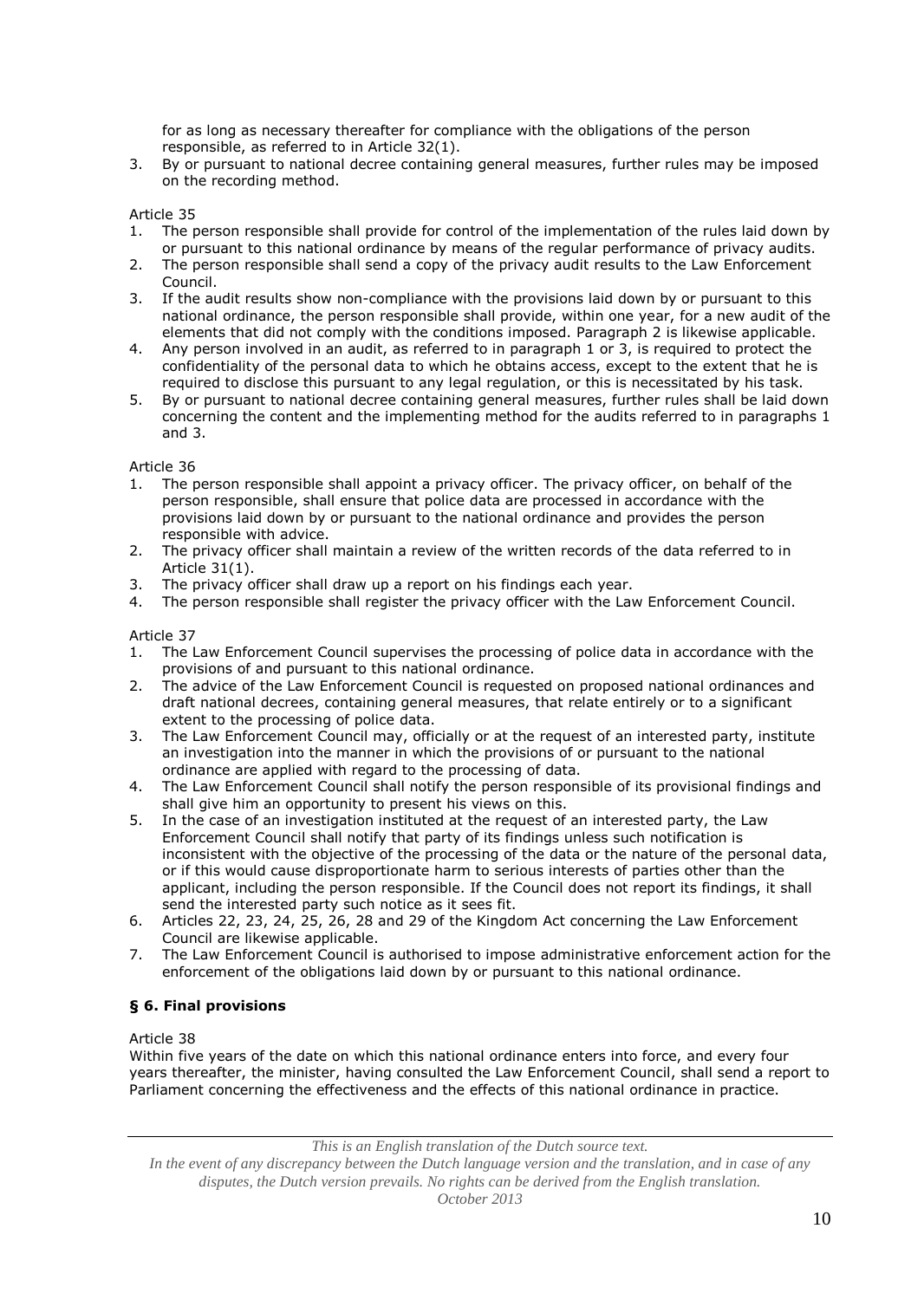for as long as necessary thereafter for compliance with the obligations of the person responsible, as referred to in Article 32(1).

3. By or pursuant to national decree containing general measures, further rules may be imposed on the recording method.

Article 35

1. The person responsible shall provide for control of the implementation of the rules laid down by or pursuant to this national ordinance by means of the regular performance of privacy audits.
2. The person responsible shall send a copy of the privacy audit results to the Law Enforcement Council.
3. If the audit results show non-compliance with the provisions laid down by or pursuant to this national ordinance, the person responsible shall provide, within one year, for a new audit of the elements that did not comply with the conditions imposed. Paragraph 2 is likewise applicable.
4. Any person involved in an audit, as referred to in paragraph 1 or 3, is required to protect the confidentiality of the personal data to which he obtains access, except to the extent that he is required to disclose this pursuant to any legal regulation, or this is necessitated by his task.
5. By or pursuant to national decree containing general measures, further rules shall be laid down concerning the content and the implementing method for the audits referred to in paragraphs 1 and 3.

Article 36

1. The person responsible shall appoint a privacy officer. The privacy officer, on behalf of the person responsible, shall ensure that police data are processed in accordance with the provisions laid down by or pursuant to the national ordinance and provides the person responsible with advice.
2. The privacy officer shall maintain a review of the written records of the data referred to in Article 31(1).
3. The privacy officer shall draw up a report on his findings each year.
4. The person responsible shall register the privacy officer with the Law Enforcement Council.

Article 37

1. The Law Enforcement Council supervises the processing of police data in accordance with the provisions of and pursuant to this national ordinance.
2. The advice of the Law Enforcement Council is requested on proposed national ordinances and draft national decrees, containing general measures, that relate entirely or to a significant extent to the processing of police data.
3. The Law Enforcement Council may, officially or at the request of an interested party, institute an investigation into the manner in which the provisions of or pursuant to the national ordinance are applied with regard to the processing of data.
4. The Law Enforcement Council shall notify the person responsible of its provisional findings and shall give him an opportunity to present his views on this.
5. In the case of an investigation instituted at the request of an interested party, the Law Enforcement Council shall notify that party of its findings unless such notification is inconsistent with the objective of the processing of the data or the nature of the personal data, or if this would cause disproportionate harm to serious interests of parties other than the applicant, including the person responsible. If the Council does not report its findings, it shall send the interested party such notice as it sees fit.
6. Articles 22, 23, 24, 25, 26, 28 and 29 of the Kingdom Act concerning the Law Enforcement Council are likewise applicable.
7. The Law Enforcement Council is authorised to impose administrative enforcement action for the enforcement of the obligations laid down by or pursuant to this national ordinance.

### § 6. Final provisions

Article 38

Within five years of the date on which this national ordinance enters into force, and every four years thereafter, the minister, having consulted the Law Enforcement Council, shall send a report to Parliament concerning the effectiveness and the effects of this national ordinance in practice.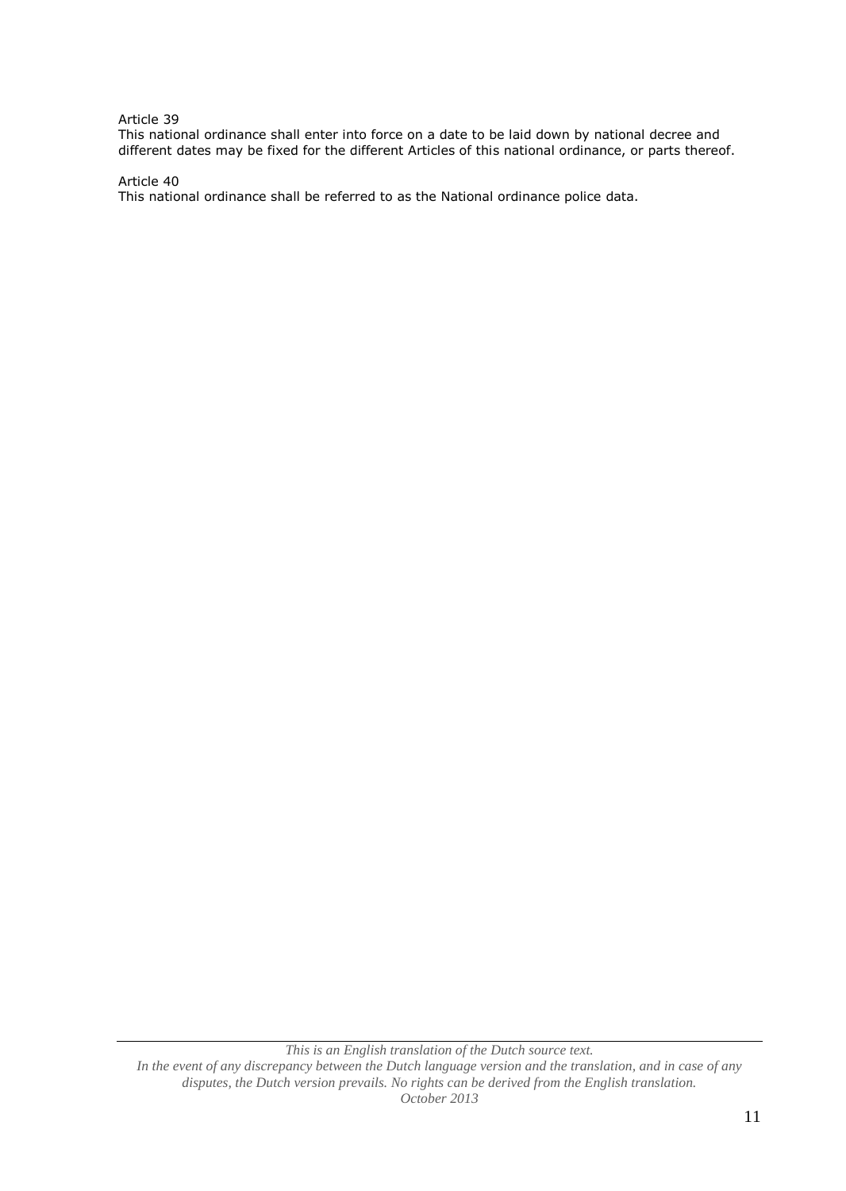Article 39
This national ordinance shall enter into force on a date to be laid down by national decree and different dates may be fixed for the different Articles of this national ordinance, or parts thereof.

Article 40
This national ordinance shall be referred to as the National ordinance police data.